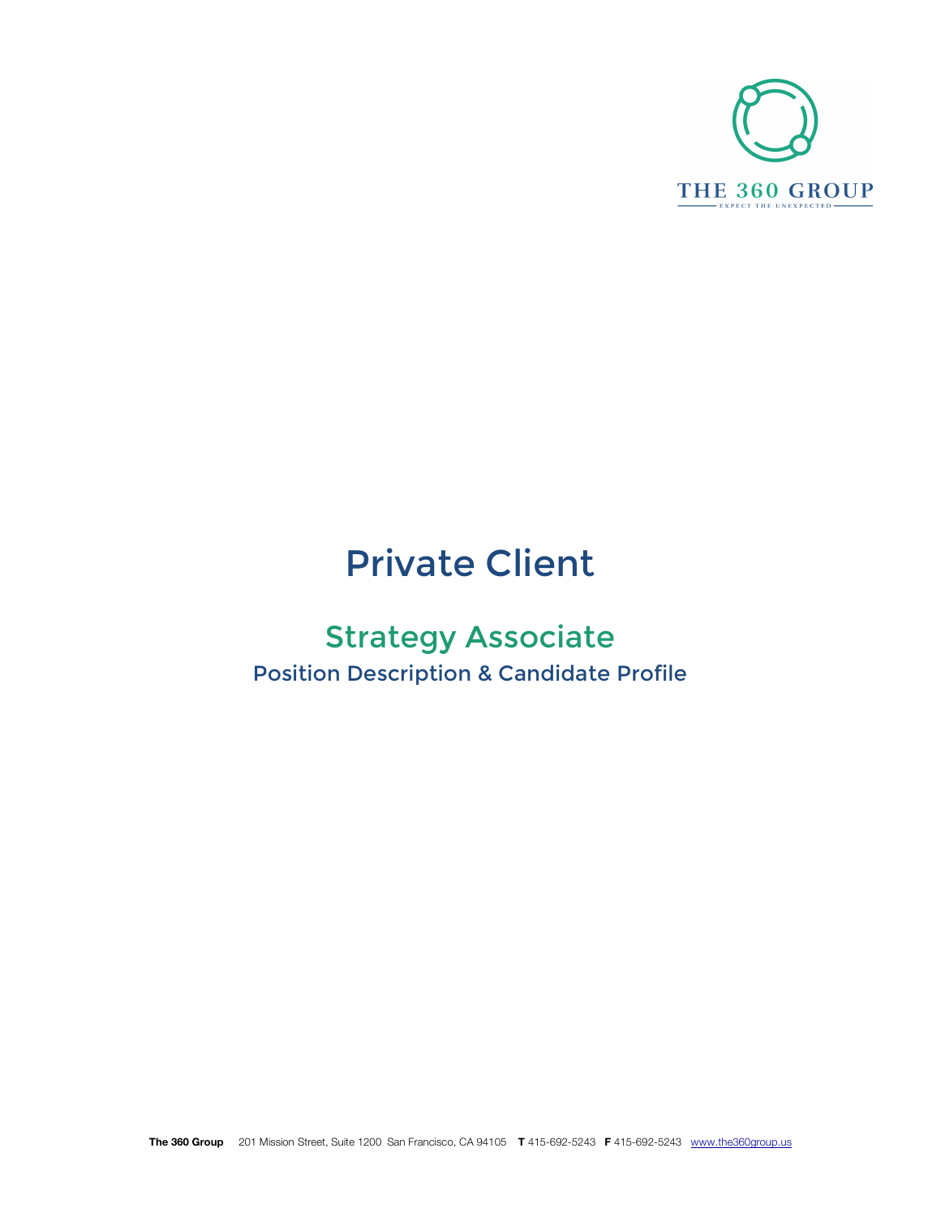THE 360 GROUP

EXPECT THE UNEXPECTED

# Private Client

## Strategy Associate

### Position Description & Candidate Profile

**The 360 Group** 201 Mission Street, Suite 1200 San Francisco, CA 94105 **T** 415-692-5243 **F** 415-692-5243 www.the360group.us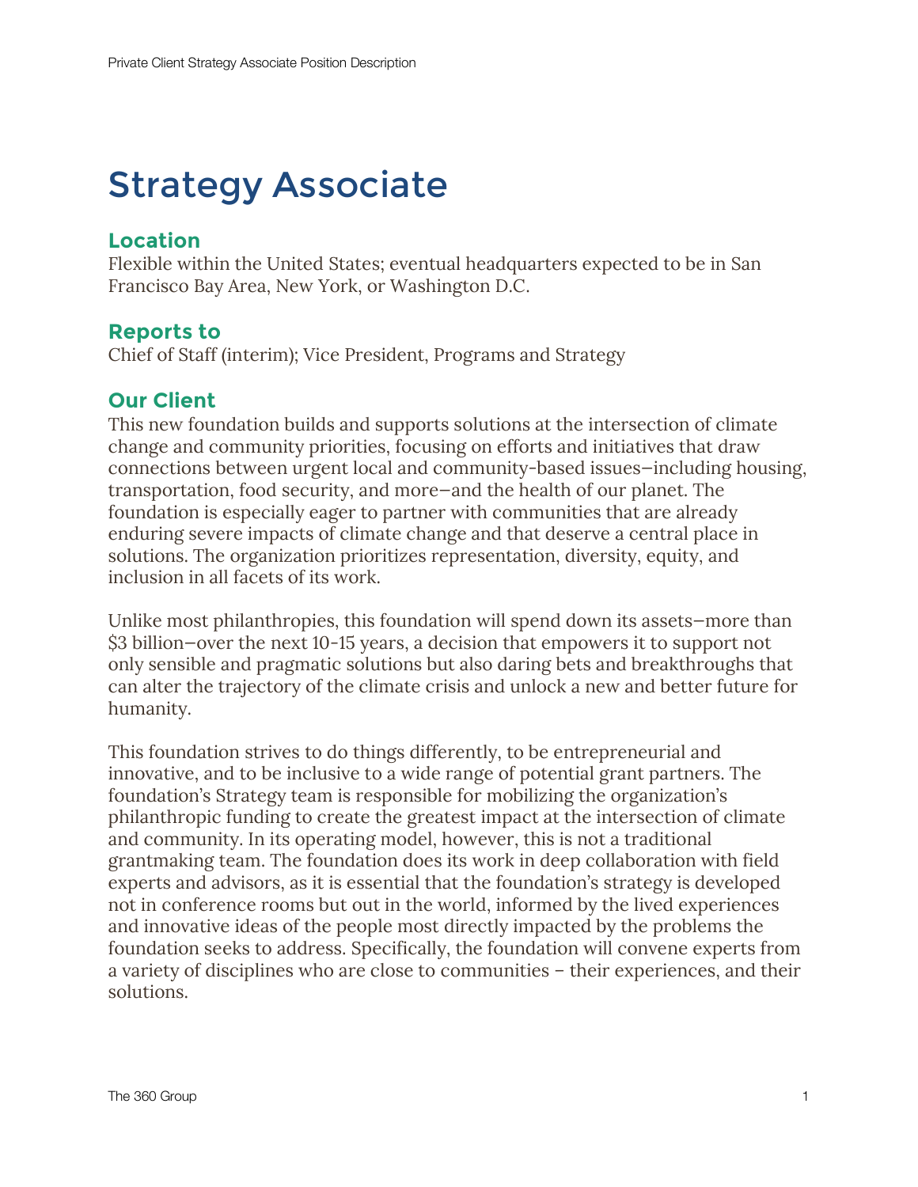# Strategy Associate

## Location

Flexible within the United States; eventual headquarters expected to be in San Francisco Bay Area, New York, or Washington D.C.

## Reports to

Chief of Staff (interim); Vice President, Programs and Strategy

## Our Client

This new foundation builds and supports solutions at the intersection of climate change and community priorities, focusing on efforts and initiatives that draw connections between urgent local and community-based issues—including housing, transportation, food security, and more—and the health of our planet. The foundation is especially eager to partner with communities that are already enduring severe impacts of climate change and that deserve a central place in solutions. The organization prioritizes representation, diversity, equity, and inclusion in all facets of its work.

Unlike most philanthropies, this foundation will spend down its assets—more than $3 billion—over the next 10-15 years, a decision that empowers it to support not only sensible and pragmatic solutions but also daring bets and breakthroughs that can alter the trajectory of the climate crisis and unlock a new and better future for humanity.

This foundation strives to do things differently, to be entrepreneurial and innovative, and to be inclusive to a wide range of potential grant partners. The foundation's Strategy team is responsible for mobilizing the organization's philanthropic funding to create the greatest impact at the intersection of climate and community. In its operating model, however, this is not a traditional grantmaking team. The foundation does its work in deep collaboration with field experts and advisors, as it is essential that the foundation's strategy is developed not in conference rooms but out in the world, informed by the lived experiences and innovative ideas of the people most directly impacted by the problems the foundation seeks to address. Specifically, the foundation will convene experts from a variety of disciplines who are close to communities – their experiences, and their solutions.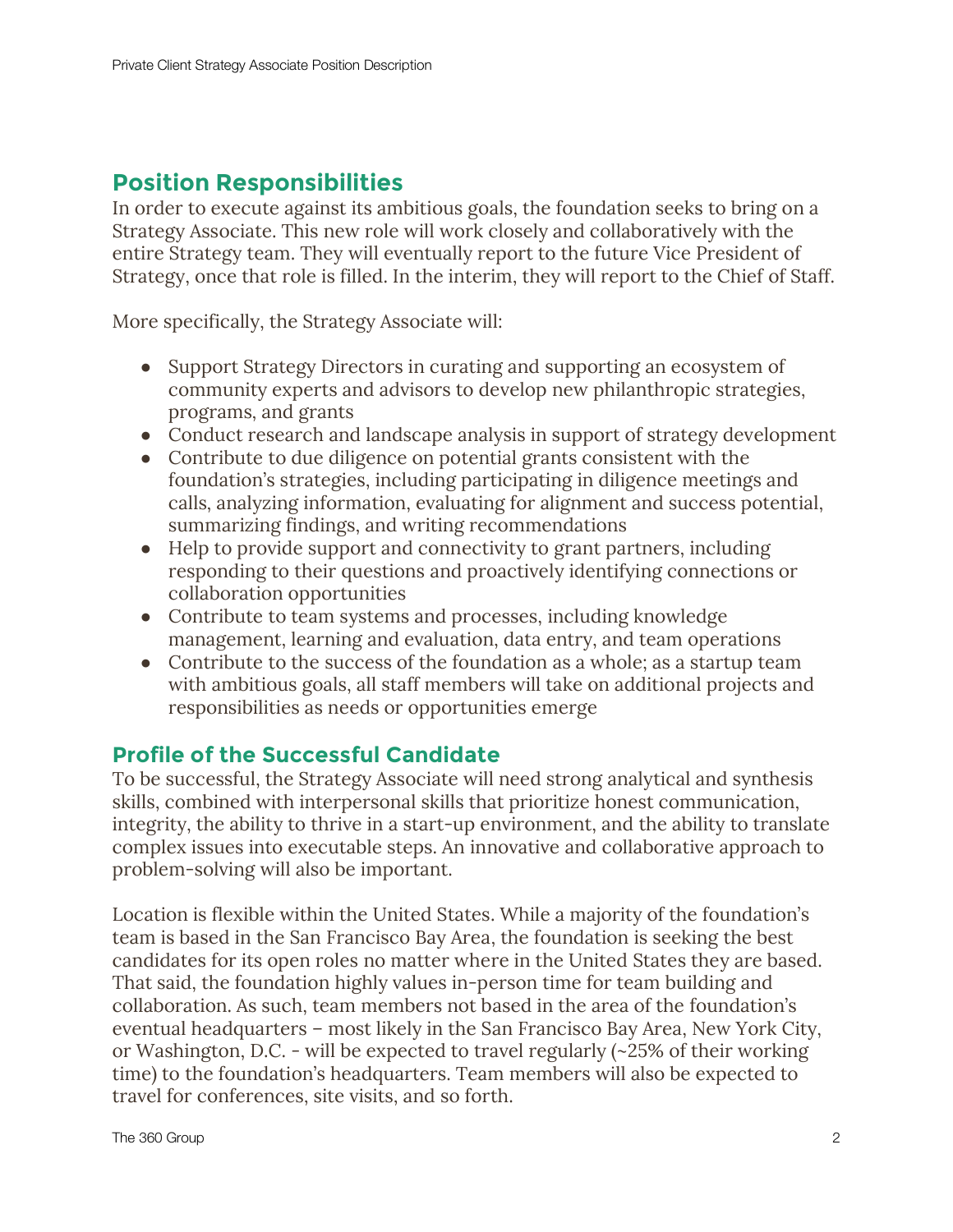## Position Responsibilities

In order to execute against its ambitious goals, the foundation seeks to bring on a Strategy Associate. This new role will work closely and collaboratively with the entire Strategy team. They will eventually report to the future Vice President of Strategy, once that role is filled. In the interim, they will report to the Chief of Staff.

More specifically, the Strategy Associate will:

- Support Strategy Directors in curating and supporting an ecosystem of community experts and advisors to develop new philanthropic strategies, programs, and grants
- Conduct research and landscape analysis in support of strategy development
- Contribute to due diligence on potential grants consistent with the foundation's strategies, including participating in diligence meetings and calls, analyzing information, evaluating for alignment and success potential, summarizing findings, and writing recommendations
- Help to provide support and connectivity to grant partners, including responding to their questions and proactively identifying connections or collaboration opportunities
- Contribute to team systems and processes, including knowledge management, learning and evaluation, data entry, and team operations
- Contribute to the success of the foundation as a whole; as a startup team with ambitious goals, all staff members will take on additional projects and responsibilities as needs or opportunities emerge

## Profile of the Successful Candidate

To be successful, the Strategy Associate will need strong analytical and synthesis skills, combined with interpersonal skills that prioritize honest communication, integrity, the ability to thrive in a start-up environment, and the ability to translate complex issues into executable steps. An innovative and collaborative approach to problem-solving will also be important.

Location is flexible within the United States. While a majority of the foundation's team is based in the San Francisco Bay Area, the foundation is seeking the best candidates for its open roles no matter where in the United States they are based. That said, the foundation highly values in-person time for team building and collaboration. As such, team members not based in the area of the foundation's eventual headquarters – most likely in the San Francisco Bay Area, New York City, or Washington, D.C. - will be expected to travel regularly (~25% of their working time) to the foundation's headquarters. Team members will also be expected to travel for conferences, site visits, and so forth.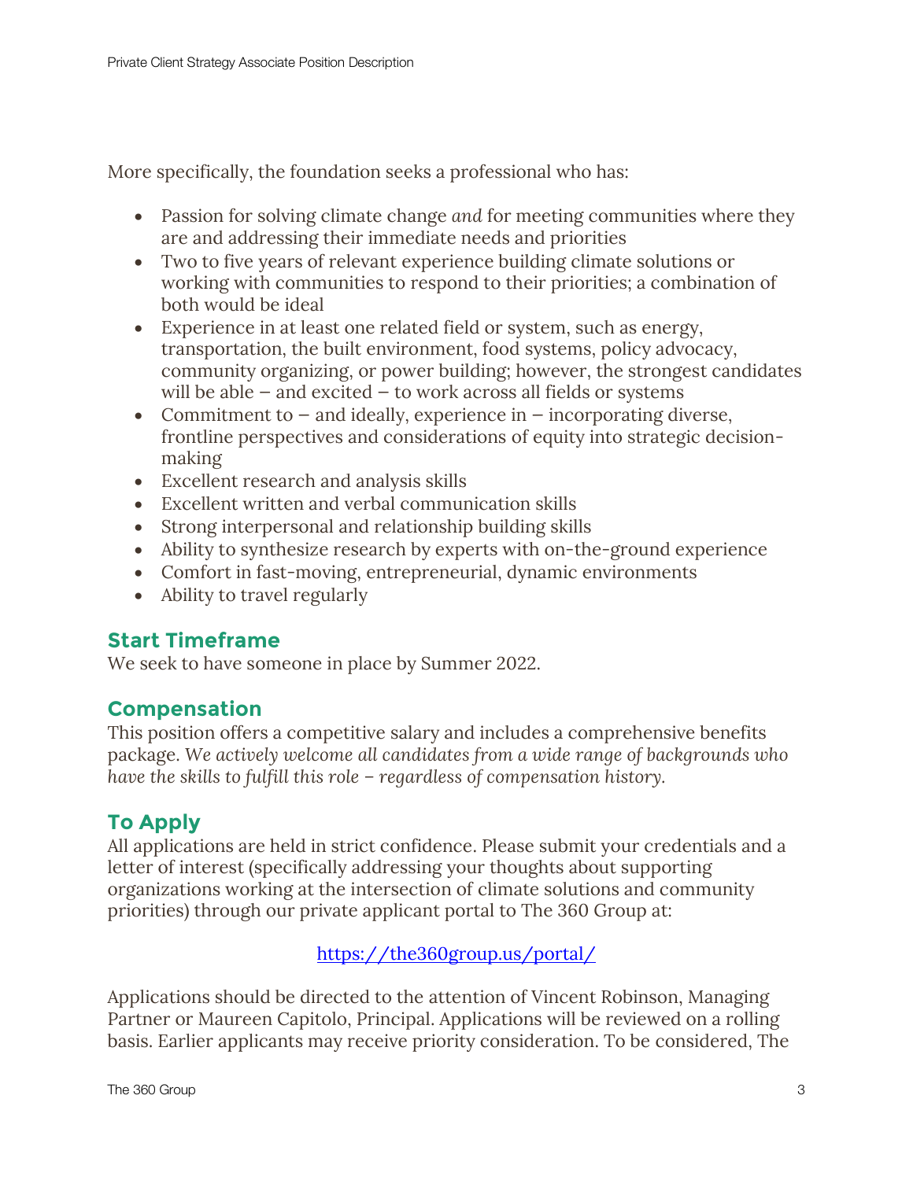More specifically, the foundation seeks a professional who has:

- Passion for solving climate change *and* for meeting communities where they are and addressing their immediate needs and priorities
- Two to five years of relevant experience building climate solutions or working with communities to respond to their priorities; a combination of both would be ideal
- Experience in at least one related field or system, such as energy, transportation, the built environment, food systems, policy advocacy, community organizing, or power building; however, the strongest candidates will be able – and excited – to work across all fields or systems
- Commitment to – and ideally, experience in – incorporating diverse, frontline perspectives and considerations of equity into strategic decision-making
- Excellent research and analysis skills
- Excellent written and verbal communication skills
- Strong interpersonal and relationship building skills
- Ability to synthesize research by experts with on-the-ground experience
- Comfort in fast-moving, entrepreneurial, dynamic environments
- Ability to travel regularly

## Start Timeframe

We seek to have someone in place by Summer 2022.

## Compensation

This position offers a competitive salary and includes a comprehensive benefits package. *We actively welcome all candidates from a wide range of backgrounds who have the skills to fulfill this role – regardless of compensation history.*

## To Apply

All applications are held in strict confidence. Please submit your credentials and a letter of interest (specifically addressing your thoughts about supporting organizations working at the intersection of climate solutions and community priorities) through our private applicant portal to The 360 Group at:

https://the360group.us/portal/

Applications should be directed to the attention of Vincent Robinson, Managing Partner or Maureen Capitolo, Principal. Applications will be reviewed on a rolling basis. Earlier applicants may receive priority consideration. To be considered, The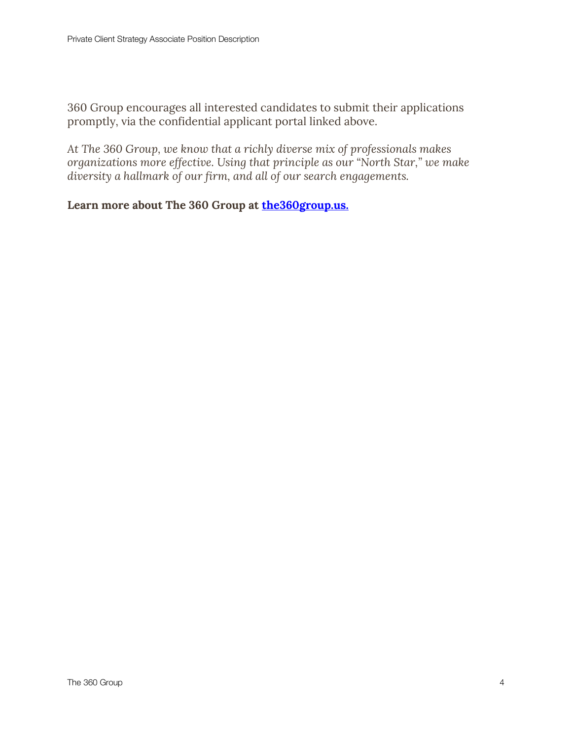360 Group encourages all interested candidates to submit their applications promptly, via the confidential applicant portal linked above.

*At The 360 Group, we know that a richly diverse mix of professionals makes organizations more effective. Using that principle as our "North Star," we make diversity a hallmark of our firm, and all of our search engagements.*

**Learn more about The 360 Group at the360group.us.**